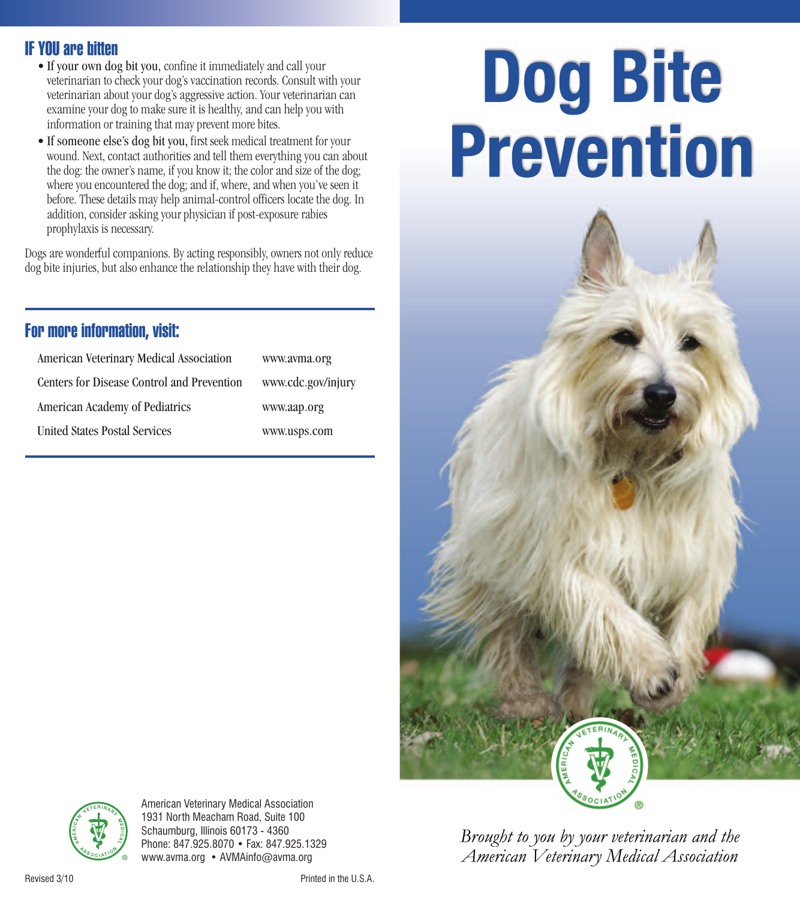## IF YOU are bitten

- **If your own dog bit you,** confine it immediately and call your veterinarian to check your dog's vaccination records. Consult with your veterinarian about your dog's aggressive action. Your veterinarian can examine your dog to make sure it is healthy, and can help you with information or training that may prevent more bites.
- **If someone else's dog bit you,** first seek medical treatment for your wound. Next, contact authorities and tell them everything you can about the dog: the owner's name, if you know it; the color and size of the dog; where you encountered the dog; and if, where, and when you've seen it before. These details may help animal-control officers locate the dog. In addition, consider asking your physician if post-exposure rabies prophylaxis is necessary.

Dogs are wonderful companions. By acting responsibly, owners not only reduce dog bite injuries, but also enhance the relationship they have with their dog.

## For more information, visit:

| | |
|---|---|
| American Veterinary Medical Association | www.avma.org |
| Centers for Disease Control and Prevention | www.cdc.gov/injury |
| American Academy of Pediatrics | www.aap.org |
| United States Postal Services | www.usps.com |

American Veterinary Medical Association
1931 North Meacham Road, Suite 100
Schaumburg, Illinois 60173 - 4360
Phone: 847.925.8070 • Fax: 847.925.1329
www.avma.org • AVMAinfo@avma.org

Revised 3/10

Printed in the U.S.A.

# Dog Bite Prevention

*Brought to you by your veterinarian and the American Veterinary Medical Association*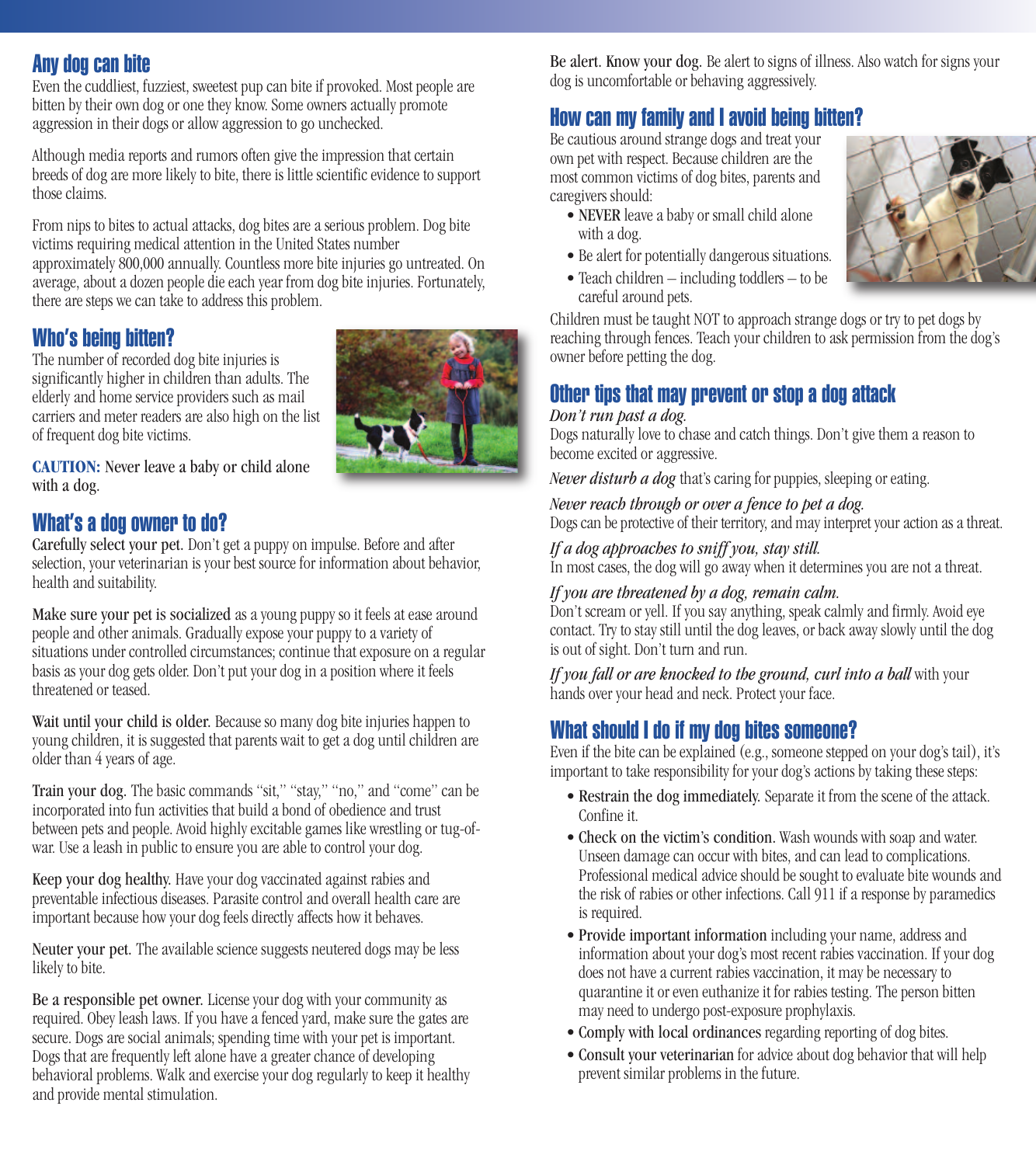## Any dog can bite

Even the cuddliest, fuzziest, sweetest pup can bite if provoked. Most people are bitten by their own dog or one they know. Some owners actually promote aggression in their dogs or allow aggression to go unchecked.

Although media reports and rumors often give the impression that certain breeds of dog are more likely to bite, there is little scientific evidence to support those claims.

From nips to bites to actual attacks, dog bites are a serious problem. Dog bite victims requiring medical attention in the United States number approximately 800,000 annually. Countless more bite injuries go untreated. On average, about a dozen people die each year from dog bite injuries. Fortunately, there are steps we can take to address this problem.

## Who's being bitten?

The number of recorded dog bite injuries is significantly higher in children than adults. The elderly and home service providers such as mail carriers and meter readers are also high on the list of frequent dog bite victims.

**CAUTION:** Never leave a baby or child alone with a dog.

## What's a dog owner to do?

**Carefully select your pet.** Don't get a puppy on impulse. Before and after selection, your veterinarian is your best source for information about behavior, health and suitability.

**Make sure your pet is socialized** as a young puppy so it feels at ease around people and other animals. Gradually expose your puppy to a variety of situations under controlled circumstances; continue that exposure on a regular basis as your dog gets older. Don't put your dog in a position where it feels threatened or teased.

**Wait until your child is older.** Because so many dog bite injuries happen to young children, it is suggested that parents wait to get a dog until children are older than 4 years of age.

**Train your dog.** The basic commands "sit," "stay," "no," and "come" can be incorporated into fun activities that build a bond of obedience and trust between pets and people. Avoid highly excitable games like wrestling or tug-of-war. Use a leash in public to ensure you are able to control your dog.

**Keep your dog healthy.** Have your dog vaccinated against rabies and preventable infectious diseases. Parasite control and overall health care are important because how your dog feels directly affects how it behaves.

**Neuter your pet.** The available science suggests neutered dogs may be less likely to bite.

**Be a responsible pet owner.** License your dog with your community as required. Obey leash laws. If you have a fenced yard, make sure the gates are secure. Dogs are social animals; spending time with your pet is important. Dogs that are frequently left alone have a greater chance of developing behavioral problems. Walk and exercise your dog regularly to keep it healthy and provide mental stimulation.

**Be alert. Know your dog.** Be alert to signs of illness. Also watch for signs your dog is uncomfortable or behaving aggressively.

## How can my family and I avoid being bitten?

Be cautious around strange dogs and treat your own pet with respect. Because children are the most common victims of dog bites, parents and caregivers should:

- **NEVER** leave a baby or small child alone with a dog.
- Be alert for potentially dangerous situations.
- Teach children – including toddlers – to be careful around pets.

Children must be taught NOT to approach strange dogs or try to pet dogs by reaching through fences. Teach your children to ask permission from the dog's owner before petting the dog.

## Other tips that may prevent or stop a dog attack

*Don't run past a dog.*
Dogs naturally love to chase and catch things. Don't give them a reason to become excited or aggressive.

*Never disturb a dog* that's caring for puppies, sleeping or eating.

*Never reach through or over a fence to pet a dog.*
Dogs can be protective of their territory, and may interpret your action as a threat.

*If a dog approaches to sniff you, stay still.*
In most cases, the dog will go away when it determines you are not a threat.

*If you are threatened by a dog, remain calm.*
Don't scream or yell. If you say anything, speak calmly and firmly. Avoid eye contact. Try to stay still until the dog leaves, or back away slowly until the dog is out of sight. Don't turn and run.

*If you fall or are knocked to the ground, curl into a ball* with your hands over your head and neck. Protect your face.

## What should I do if my dog bites someone?

Even if the bite can be explained (e.g., someone stepped on your dog's tail), it's important to take responsibility for your dog's actions by taking these steps:

- **Restrain the dog immediately.** Separate it from the scene of the attack. Confine it.
- **Check on the victim's condition.** Wash wounds with soap and water. Unseen damage can occur with bites, and can lead to complications. Professional medical advice should be sought to evaluate bite wounds and the risk of rabies or other infections. Call 911 if a response by paramedics is required.
- **Provide important information** including your name, address and information about your dog's most recent rabies vaccination. If your dog does not have a current rabies vaccination, it may be necessary to quarantine it or even euthanize it for rabies testing. The person bitten may need to undergo post-exposure prophylaxis.
- **Comply with local ordinances** regarding reporting of dog bites.
- **Consult your veterinarian** for advice about dog behavior that will help prevent similar problems in the future.